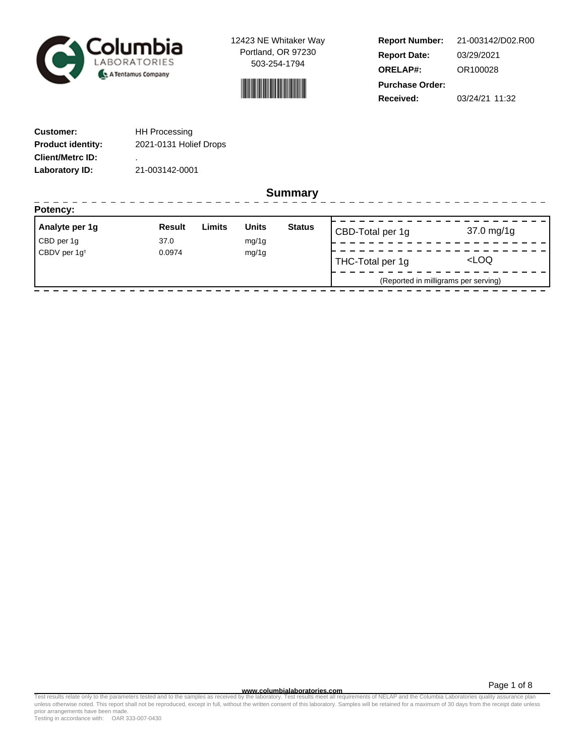12423 NE Whitaker Way
Portland, OR 97230
503-254-1794

**Report Number:** 21-003142/D02.R00
**Report Date:** 03/29/2021
**ORELAP#:** OR100028
**Purchase Order:**
**Received:** 03/24/21 11:32

**Customer:** HH Processing
**Product identity:** 2021-0131 Holief Drops
**Client/Metrc ID:** .
**Laboratory ID:** 21-003142-0001

## Summary

**Potency:**

| Analyte per 1g | Result | Limits | Units | Status |
|---|---|---|---|---|
| CBD per 1g | 37.0 | | mg/1g | |
| CBDV per 1g† | 0.0974 | | mg/1g | |

| | |
|---|---|
| CBD-Total per 1g | 37.0 mg/1g |
| THC-Total per 1g | <LOQ |

(Reported in milligrams per serving)

www.columbialaboratories.com

Test results relate only to the parameters tested and to the samples as received by the laboratory. Test results meet all requirements of NELAP and the Columbia Laboratories quality assurance plan unless otherwise noted. This report shall not be reproduced, except in full, without the written consent of this laboratory. Samples will be retained for a maximum of 30 days from the receipt date unless prior arrangements have been made.
Testing in accordance with: OAR 333-007-0430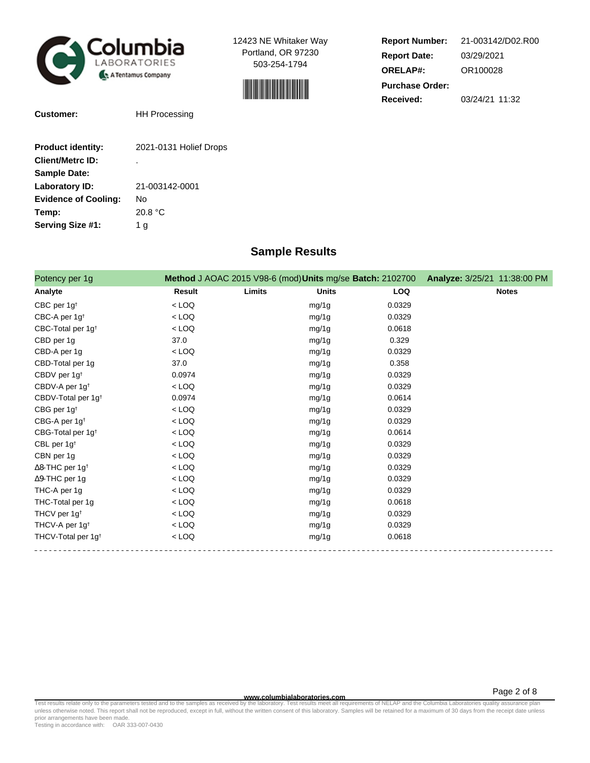**Columbia Laboratories** — A Tentamus Company

12423 NE Whitaker Way
Portland, OR 97230
503-254-1794

| | |
|---|---|
| **Report Number:** | 21-003142/D02.R00 |
| **Report Date:** | 03/29/2021 |
| **ORELAP#:** | OR100028 |
| **Purchase Order:** | |
| **Received:** | 03/24/21 11:32 |

| | |
|---|---|
| **Customer:** | HH Processing |
| **Product identity:** | 2021-0131 Holief Drops |
| **Client/Metrc ID:** | . |
| **Sample Date:** | |
| **Laboratory ID:** | 21-003142-0001 |
| **Evidence of Cooling:** | No |
| **Temp:** | 20.8 °C |
| **Serving Size #1:** | 1 g |

## Sample Results

**Potency per 1g** — **Method** J AOAC 2015 V98-6 (mod) **Units** mg/se **Batch:** 2102700 **Analyze:** 3/25/21 11:38:00 PM

| Analyte | Result | Limits | Units | LOQ | Notes |
|---|---|---|---|---|---|
| CBC per 1g† | < LOQ | | mg/1g | 0.0329 | |
| CBC-A per 1g† | < LOQ | | mg/1g | 0.0329 | |
| CBC-Total per 1g† | < LOQ | | mg/1g | 0.0618 | |
| CBD per 1g | 37.0 | | mg/1g | 0.329 | |
| CBD-A per 1g | < LOQ | | mg/1g | 0.0329 | |
| CBD-Total per 1g | 37.0 | | mg/1g | 0.358 | |
| CBDV per 1g† | 0.0974 | | mg/1g | 0.0329 | |
| CBDV-A per 1g† | < LOQ | | mg/1g | 0.0329 | |
| CBDV-Total per 1g† | 0.0974 | | mg/1g | 0.0614 | |
| CBG per 1g† | < LOQ | | mg/1g | 0.0329 | |
| CBG-A per 1g† | < LOQ | | mg/1g | 0.0329 | |
| CBG-Total per 1g† | < LOQ | | mg/1g | 0.0614 | |
| CBL per 1g† | < LOQ | | mg/1g | 0.0329 | |
| CBN per 1g | < LOQ | | mg/1g | 0.0329 | |
| Δ8-THC per 1g† | < LOQ | | mg/1g | 0.0329 | |
| Δ9-THC per 1g | < LOQ | | mg/1g | 0.0329 | |
| THC-A per 1g | < LOQ | | mg/1g | 0.0329 | |
| THC-Total per 1g | < LOQ | | mg/1g | 0.0618 | |
| THCV per 1g† | < LOQ | | mg/1g | 0.0329 | |
| THCV-A per 1g† | < LOQ | | mg/1g | 0.0329 | |
| THCV-Total per 1g† | < LOQ | | mg/1g | 0.0618 | |

www.columbialaboratories.com

Test results relate only to the parameters tested and to the samples as received by the laboratory. Test results meet all requirements of NELAP and the Columbia Laboratories quality assurance plan unless otherwise noted. This report shall not be reproduced, except in full, without the written consent of this laboratory. Samples will be retained for a maximum of 30 days from the receipt date unless prior arrangements have been made.
Testing in accordance with: OAR 333-007-0430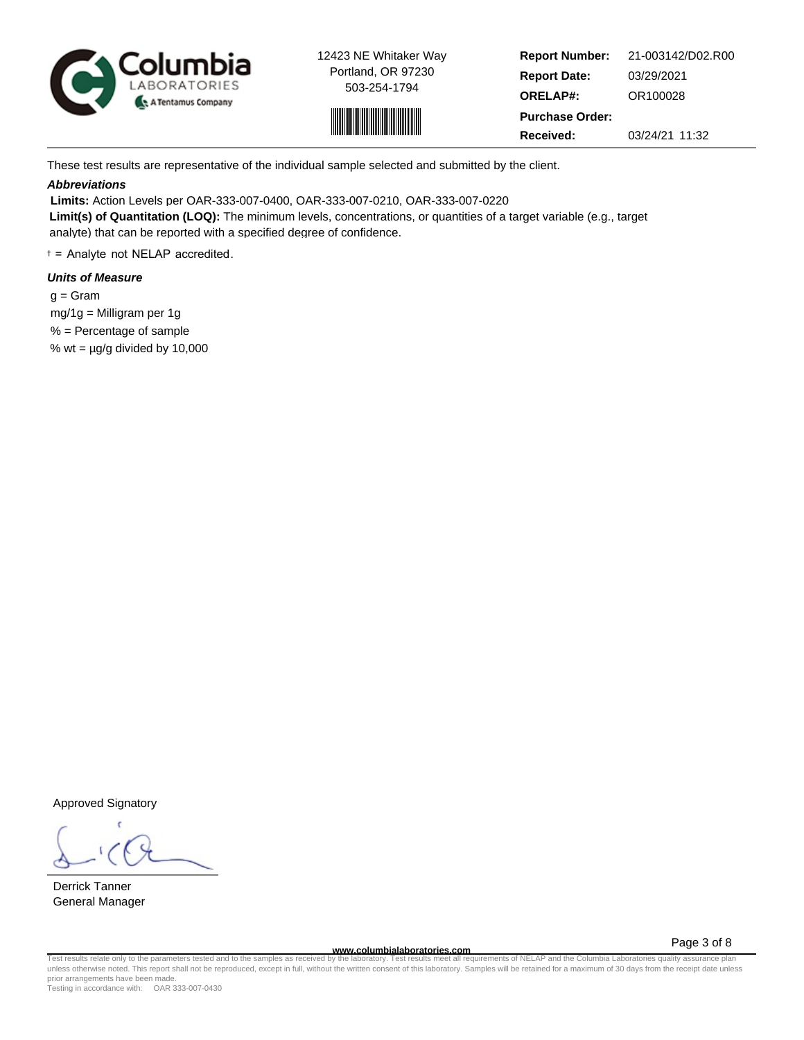12423 NE Whitaker Way
Portland, OR 97230
503-254-1794

**Report Number:** 21-003142/D02.R00
**Report Date:** 03/29/2021
**ORELAP#:** OR100028
**Purchase Order:**
**Received:** 03/24/21 11:32

These test results are representative of the individual sample selected and submitted by the client.

***Abbreviations***

**Limits:** Action Levels per OAR-333-007-0400, OAR-333-007-0210, OAR-333-007-0220

**Limit(s) of Quantitation (LOQ):** The minimum levels, concentrations, or quantities of a target variable (e.g., target analyte) that can be reported with a specified degree of confidence.

† = Analyte not NELAP accredited.

***Units of Measure***

g = Gram
mg/1g = Milligram per 1g
% = Percentage of sample
% wt = µg/g divided by 10,000

Approved Signatory

Derrick Tanner
General Manager

www.columbialaboratories.com

Test results relate only to the parameters tested and to the samples as received by the laboratory. Test results meet all requirements of NELAP and the Columbia Laboratories quality assurance plan unless otherwise noted. This report shall not be reproduced, except in full, without the written consent of this laboratory. Samples will be retained for a maximum of 30 days from the receipt date unless prior arrangements have been made.
Testing in accordance with: OAR 333-007-0430